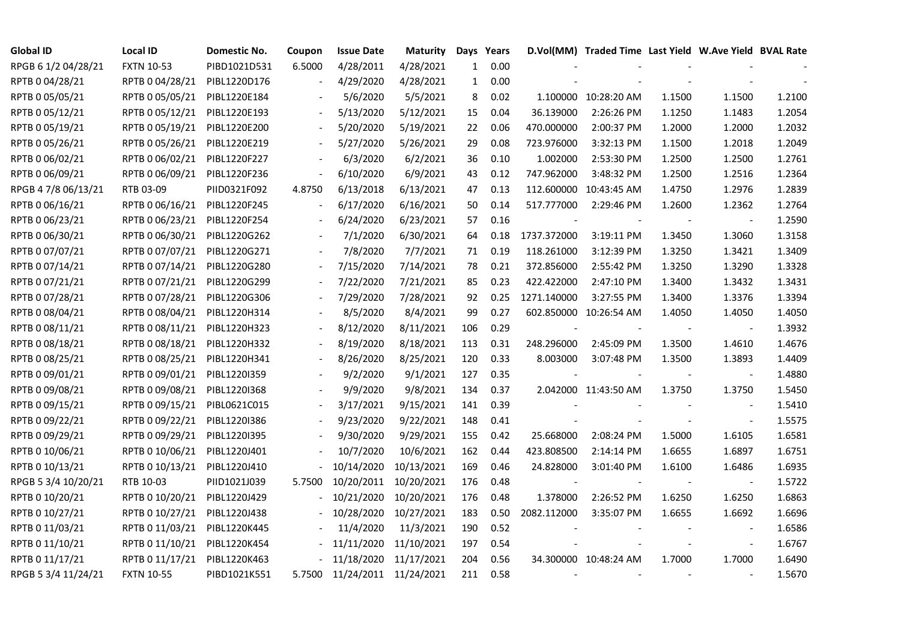| Global ID | Local ID | Domestic No. | Coupon | Issue Date | Maturity | Days | Years | D.Vol(MM) | Traded Time | Last Yield | W.Ave Yield | BVAL Rate |
|---|---|---|---|---|---|---|---|---|---|---|---|---|
| RPGB 6 1/2 04/28/21 | FXTN 10-53 | PIBD1021D531 | 6.5000 | 4/28/2011 | 4/28/2021 | 1 | 0.00 | - | - | - | - | - |
| RPTB 0 04/28/21 | RPTB 0 04/28/21 | PIBL1220D176 | - | 4/29/2020 | 4/28/2021 | 1 | 0.00 | - | - | - | - | - |
| RPTB 0 05/05/21 | RPTB 0 05/05/21 | PIBL1220E184 | - | 5/6/2020 | 5/5/2021 | 8 | 0.02 | 1.100000 | 10:28:20 AM | 1.1500 | 1.1500 | 1.2100 |
| RPTB 0 05/12/21 | RPTB 0 05/12/21 | PIBL1220E193 | - | 5/13/2020 | 5/12/2021 | 15 | 0.04 | 36.139000 | 2:26:26 PM | 1.1250 | 1.1483 | 1.2054 |
| RPTB 0 05/19/21 | RPTB 0 05/19/21 | PIBL1220E200 | - | 5/20/2020 | 5/19/2021 | 22 | 0.06 | 470.000000 | 2:00:37 PM | 1.2000 | 1.2000 | 1.2032 |
| RPTB 0 05/26/21 | RPTB 0 05/26/21 | PIBL1220E219 | - | 5/27/2020 | 5/26/2021 | 29 | 0.08 | 723.976000 | 3:32:13 PM | 1.1500 | 1.2018 | 1.2049 |
| RPTB 0 06/02/21 | RPTB 0 06/02/21 | PIBL1220F227 | - | 6/3/2020 | 6/2/2021 | 36 | 0.10 | 1.002000 | 2:53:30 PM | 1.2500 | 1.2500 | 1.2761 |
| RPTB 0 06/09/21 | RPTB 0 06/09/21 | PIBL1220F236 | - | 6/10/2020 | 6/9/2021 | 43 | 0.12 | 747.962000 | 3:48:32 PM | 1.2500 | 1.2516 | 1.2364 |
| RPGB 4 7/8 06/13/21 | RTB 03-09 | PIID0321F092 | 4.8750 | 6/13/2018 | 6/13/2021 | 47 | 0.13 | 112.600000 | 10:43:45 AM | 1.4750 | 1.2976 | 1.2839 |
| RPTB 0 06/16/21 | RPTB 0 06/16/21 | PIBL1220F245 | - | 6/17/2020 | 6/16/2021 | 50 | 0.14 | 517.777000 | 2:29:46 PM | 1.2600 | 1.2362 | 1.2764 |
| RPTB 0 06/23/21 | RPTB 0 06/23/21 | PIBL1220F254 | - | 6/24/2020 | 6/23/2021 | 57 | 0.16 | - | - | - | - | 1.2590 |
| RPTB 0 06/30/21 | RPTB 0 06/30/21 | PIBL1220G262 | - | 7/1/2020 | 6/30/2021 | 64 | 0.18 | 1737.372000 | 3:19:11 PM | 1.3450 | 1.3060 | 1.3158 |
| RPTB 0 07/07/21 | RPTB 0 07/07/21 | PIBL1220G271 | - | 7/8/2020 | 7/7/2021 | 71 | 0.19 | 118.261000 | 3:12:39 PM | 1.3250 | 1.3421 | 1.3409 |
| RPTB 0 07/14/21 | RPTB 0 07/14/21 | PIBL1220G280 | - | 7/15/2020 | 7/14/2021 | 78 | 0.21 | 372.856000 | 2:55:42 PM | 1.3250 | 1.3290 | 1.3328 |
| RPTB 0 07/21/21 | RPTB 0 07/21/21 | PIBL1220G299 | - | 7/22/2020 | 7/21/2021 | 85 | 0.23 | 422.422000 | 2:47:10 PM | 1.3400 | 1.3432 | 1.3431 |
| RPTB 0 07/28/21 | RPTB 0 07/28/21 | PIBL1220G306 | - | 7/29/2020 | 7/28/2021 | 92 | 0.25 | 1271.140000 | 3:27:55 PM | 1.3400 | 1.3376 | 1.3394 |
| RPTB 0 08/04/21 | RPTB 0 08/04/21 | PIBL1220H314 | - | 8/5/2020 | 8/4/2021 | 99 | 0.27 | 602.850000 | 10:26:54 AM | 1.4050 | 1.4050 | 1.4050 |
| RPTB 0 08/11/21 | RPTB 0 08/11/21 | PIBL1220H323 | - | 8/12/2020 | 8/11/2021 | 106 | 0.29 | - | - | - | - | 1.3932 |
| RPTB 0 08/18/21 | RPTB 0 08/18/21 | PIBL1220H332 | - | 8/19/2020 | 8/18/2021 | 113 | 0.31 | 248.296000 | 2:45:09 PM | 1.3500 | 1.4610 | 1.4676 |
| RPTB 0 08/25/21 | RPTB 0 08/25/21 | PIBL1220H341 | - | 8/26/2020 | 8/25/2021 | 120 | 0.33 | 8.003000 | 3:07:48 PM | 1.3500 | 1.3893 | 1.4409 |
| RPTB 0 09/01/21 | RPTB 0 09/01/21 | PIBL1220I359 | - | 9/2/2020 | 9/1/2021 | 127 | 0.35 | - | - | - | - | 1.4880 |
| RPTB 0 09/08/21 | RPTB 0 09/08/21 | PIBL1220I368 | - | 9/9/2020 | 9/8/2021 | 134 | 0.37 | 2.042000 | 11:43:50 AM | 1.3750 | 1.3750 | 1.5450 |
| RPTB 0 09/15/21 | RPTB 0 09/15/21 | PIBL0621C015 | - | 3/17/2021 | 9/15/2021 | 141 | 0.39 | - | - | - | - | 1.5410 |
| RPTB 0 09/22/21 | RPTB 0 09/22/21 | PIBL1220I386 | - | 9/23/2020 | 9/22/2021 | 148 | 0.41 | - | - | - | - | 1.5575 |
| RPTB 0 09/29/21 | RPTB 0 09/29/21 | PIBL1220I395 | - | 9/30/2020 | 9/29/2021 | 155 | 0.42 | 25.668000 | 2:08:24 PM | 1.5000 | 1.6105 | 1.6581 |
| RPTB 0 10/06/21 | RPTB 0 10/06/21 | PIBL1220J401 | - | 10/7/2020 | 10/6/2021 | 162 | 0.44 | 423.808500 | 2:14:14 PM | 1.6655 | 1.6897 | 1.6751 |
| RPTB 0 10/13/21 | RPTB 0 10/13/21 | PIBL1220J410 | - | 10/14/2020 | 10/13/2021 | 169 | 0.46 | 24.828000 | 3:01:40 PM | 1.6100 | 1.6486 | 1.6935 |
| RPGB 5 3/4 10/20/21 | RTB 10-03 | PIID1021J039 | 5.7500 | 10/20/2011 | 10/20/2021 | 176 | 0.48 | - | - | - | - | 1.5722 |
| RPTB 0 10/20/21 | RPTB 0 10/20/21 | PIBL1220J429 | - | 10/21/2020 | 10/20/2021 | 176 | 0.48 | 1.378000 | 2:26:52 PM | 1.6250 | 1.6250 | 1.6863 |
| RPTB 0 10/27/21 | RPTB 0 10/27/21 | PIBL1220J438 | - | 10/28/2020 | 10/27/2021 | 183 | 0.50 | 2082.112000 | 3:35:07 PM | 1.6655 | 1.6692 | 1.6696 |
| RPTB 0 11/03/21 | RPTB 0 11/03/21 | PIBL1220K445 | - | 11/4/2020 | 11/3/2021 | 190 | 0.52 | - | - | - | - | 1.6586 |
| RPTB 0 11/10/21 | RPTB 0 11/10/21 | PIBL1220K454 | - | 11/11/2020 | 11/10/2021 | 197 | 0.54 | - | - | - | - | 1.6767 |
| RPTB 0 11/17/21 | RPTB 0 11/17/21 | PIBL1220K463 | - | 11/18/2020 | 11/17/2021 | 204 | 0.56 | 34.300000 | 10:48:24 AM | 1.7000 | 1.7000 | 1.6490 |
| RPGB 5 3/4 11/24/21 | FXTN 10-55 | PIBD1021K551 | 5.7500 | 11/24/2011 | 11/24/2021 | 211 | 0.58 | - | - | - | - | 1.5670 |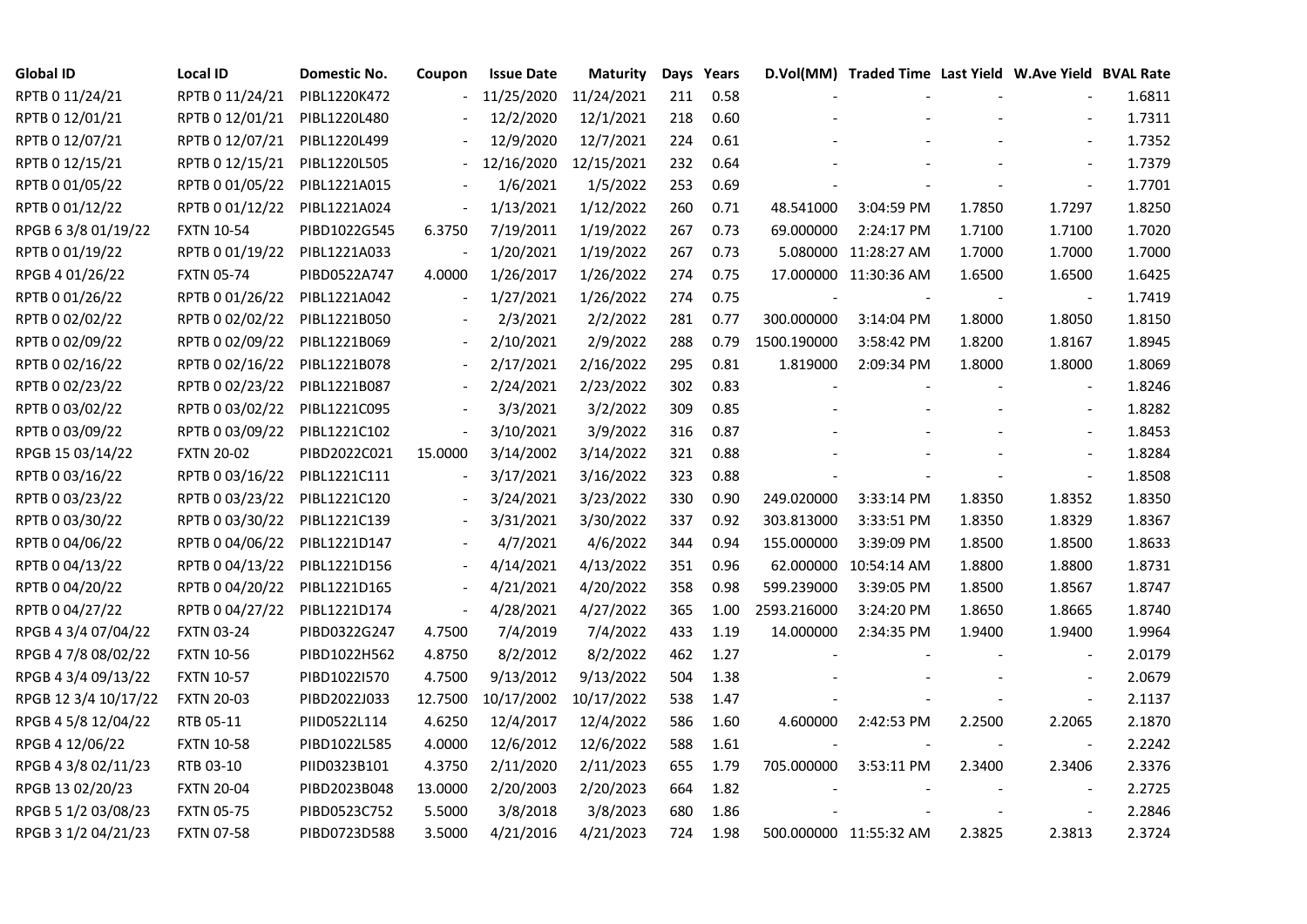| Global ID | Local ID | Domestic No. | Coupon | Issue Date | Maturity | Days | Years | D.Vol(MM) | Traded Time | Last Yield | W.Ave Yield | BVAL Rate |
|---|---|---|---|---|---|---|---|---|---|---|---|---|
| RPTB 0 11/24/21 | RPTB 0 11/24/21 | PIBL1220K472 | - | 11/25/2020 | 11/24/2021 | 211 | 0.58 | - | - | - | - | 1.6811 |
| RPTB 0 12/01/21 | RPTB 0 12/01/21 | PIBL1220L480 | - | 12/2/2020 | 12/1/2021 | 218 | 0.60 | - | - | - | - | 1.7311 |
| RPTB 0 12/07/21 | RPTB 0 12/07/21 | PIBL1220L499 | - | 12/9/2020 | 12/7/2021 | 224 | 0.61 | - | - | - | - | 1.7352 |
| RPTB 0 12/15/21 | RPTB 0 12/15/21 | PIBL1220L505 | - | 12/16/2020 | 12/15/2021 | 232 | 0.64 | - | - | - | - | 1.7379 |
| RPTB 0 01/05/22 | RPTB 0 01/05/22 | PIBL1221A015 | - | 1/6/2021 | 1/5/2022 | 253 | 0.69 | - | - | - | - | 1.7701 |
| RPTB 0 01/12/22 | RPTB 0 01/12/22 | PIBL1221A024 | - | 1/13/2021 | 1/12/2022 | 260 | 0.71 | 48.541000 | 3:04:59 PM | 1.7850 | 1.7297 | 1.8250 |
| RPGB 6 3/8 01/19/22 | FXTN 10-54 | PIBD1022G545 | 6.3750 | 7/19/2011 | 1/19/2022 | 267 | 0.73 | 69.000000 | 2:24:17 PM | 1.7100 | 1.7100 | 1.7020 |
| RPTB 0 01/19/22 | RPTB 0 01/19/22 | PIBL1221A033 | - | 1/20/2021 | 1/19/2022 | 267 | 0.73 | 5.080000 | 11:28:27 AM | 1.7000 | 1.7000 | 1.7000 |
| RPGB 4 01/26/22 | FXTN 05-74 | PIBD0522A747 | 4.0000 | 1/26/2017 | 1/26/2022 | 274 | 0.75 | 17.000000 | 11:30:36 AM | 1.6500 | 1.6500 | 1.6425 |
| RPTB 0 01/26/22 | RPTB 0 01/26/22 | PIBL1221A042 | - | 1/27/2021 | 1/26/2022 | 274 | 0.75 | - | - | - | - | 1.7419 |
| RPTB 0 02/02/22 | RPTB 0 02/02/22 | PIBL1221B050 | - | 2/3/2021 | 2/2/2022 | 281 | 0.77 | 300.000000 | 3:14:04 PM | 1.8000 | 1.8050 | 1.8150 |
| RPTB 0 02/09/22 | RPTB 0 02/09/22 | PIBL1221B069 | - | 2/10/2021 | 2/9/2022 | 288 | 0.79 | 1500.190000 | 3:58:42 PM | 1.8200 | 1.8167 | 1.8945 |
| RPTB 0 02/16/22 | RPTB 0 02/16/22 | PIBL1221B078 | - | 2/17/2021 | 2/16/2022 | 295 | 0.81 | 1.819000 | 2:09:34 PM | 1.8000 | 1.8000 | 1.8069 |
| RPTB 0 02/23/22 | RPTB 0 02/23/22 | PIBL1221B087 | - | 2/24/2021 | 2/23/2022 | 302 | 0.83 | - | - | - | - | 1.8246 |
| RPTB 0 03/02/22 | RPTB 0 03/02/22 | PIBL1221C095 | - | 3/3/2021 | 3/2/2022 | 309 | 0.85 | - | - | - | - | 1.8282 |
| RPTB 0 03/09/22 | RPTB 0 03/09/22 | PIBL1221C102 | - | 3/10/2021 | 3/9/2022 | 316 | 0.87 | - | - | - | - | 1.8453 |
| RPGB 15 03/14/22 | FXTN 20-02 | PIBD2022C021 | 15.0000 | 3/14/2002 | 3/14/2022 | 321 | 0.88 | - | - | - | - | 1.8284 |
| RPTB 0 03/16/22 | RPTB 0 03/16/22 | PIBL1221C111 | - | 3/17/2021 | 3/16/2022 | 323 | 0.88 | - | - | - | - | 1.8508 |
| RPTB 0 03/23/22 | RPTB 0 03/23/22 | PIBL1221C120 | - | 3/24/2021 | 3/23/2022 | 330 | 0.90 | 249.020000 | 3:33:14 PM | 1.8350 | 1.8352 | 1.8350 |
| RPTB 0 03/30/22 | RPTB 0 03/30/22 | PIBL1221C139 | - | 3/31/2021 | 3/30/2022 | 337 | 0.92 | 303.813000 | 3:33:51 PM | 1.8350 | 1.8329 | 1.8367 |
| RPTB 0 04/06/22 | RPTB 0 04/06/22 | PIBL1221D147 | - | 4/7/2021 | 4/6/2022 | 344 | 0.94 | 155.000000 | 3:39:09 PM | 1.8500 | 1.8500 | 1.8633 |
| RPTB 0 04/13/22 | RPTB 0 04/13/22 | PIBL1221D156 | - | 4/14/2021 | 4/13/2022 | 351 | 0.96 | 62.000000 | 10:54:14 AM | 1.8800 | 1.8800 | 1.8731 |
| RPTB 0 04/20/22 | RPTB 0 04/20/22 | PIBL1221D165 | - | 4/21/2021 | 4/20/2022 | 358 | 0.98 | 599.239000 | 3:39:05 PM | 1.8500 | 1.8567 | 1.8747 |
| RPTB 0 04/27/22 | RPTB 0 04/27/22 | PIBL1221D174 | - | 4/28/2021 | 4/27/2022 | 365 | 1.00 | 2593.216000 | 3:24:20 PM | 1.8650 | 1.8665 | 1.8740 |
| RPGB 4 3/4 07/04/22 | FXTN 03-24 | PIBD0322G247 | 4.7500 | 7/4/2019 | 7/4/2022 | 433 | 1.19 | 14.000000 | 2:34:35 PM | 1.9400 | 1.9400 | 1.9964 |
| RPGB 4 7/8 08/02/22 | FXTN 10-56 | PIBD1022H562 | 4.8750 | 8/2/2012 | 8/2/2022 | 462 | 1.27 | - | - | - | - | 2.0179 |
| RPGB 4 3/4 09/13/22 | FXTN 10-57 | PIBD1022I570 | 4.7500 | 9/13/2012 | 9/13/2022 | 504 | 1.38 | - | - | - | - | 2.0679 |
| RPGB 12 3/4 10/17/22 | FXTN 20-03 | PIBD2022J033 | 12.7500 | 10/17/2002 | 10/17/2022 | 538 | 1.47 | - | - | - | - | 2.1137 |
| RPGB 4 5/8 12/04/22 | RTB 05-11 | PIID0522L114 | 4.6250 | 12/4/2017 | 12/4/2022 | 586 | 1.60 | 4.600000 | 2:42:53 PM | 2.2500 | 2.2065 | 2.1870 |
| RPGB 4 12/06/22 | FXTN 10-58 | PIBD1022L585 | 4.0000 | 12/6/2012 | 12/6/2022 | 588 | 1.61 | - | - | - | - | 2.2242 |
| RPGB 4 3/8 02/11/23 | RTB 03-10 | PIID0323B101 | 4.3750 | 2/11/2020 | 2/11/2023 | 655 | 1.79 | 705.000000 | 3:53:11 PM | 2.3400 | 2.3406 | 2.3376 |
| RPGB 13 02/20/23 | FXTN 20-04 | PIBD2023B048 | 13.0000 | 2/20/2003 | 2/20/2023 | 664 | 1.82 | - | - | - | - | 2.2725 |
| RPGB 5 1/2 03/08/23 | FXTN 05-75 | PIBD0523C752 | 5.5000 | 3/8/2018 | 3/8/2023 | 680 | 1.86 | - | - | - | - | 2.2846 |
| RPGB 3 1/2 04/21/23 | FXTN 07-58 | PIBD0723D588 | 3.5000 | 4/21/2016 | 4/21/2023 | 724 | 1.98 | 500.000000 | 11:55:32 AM | 2.3825 | 2.3813 | 2.3724 |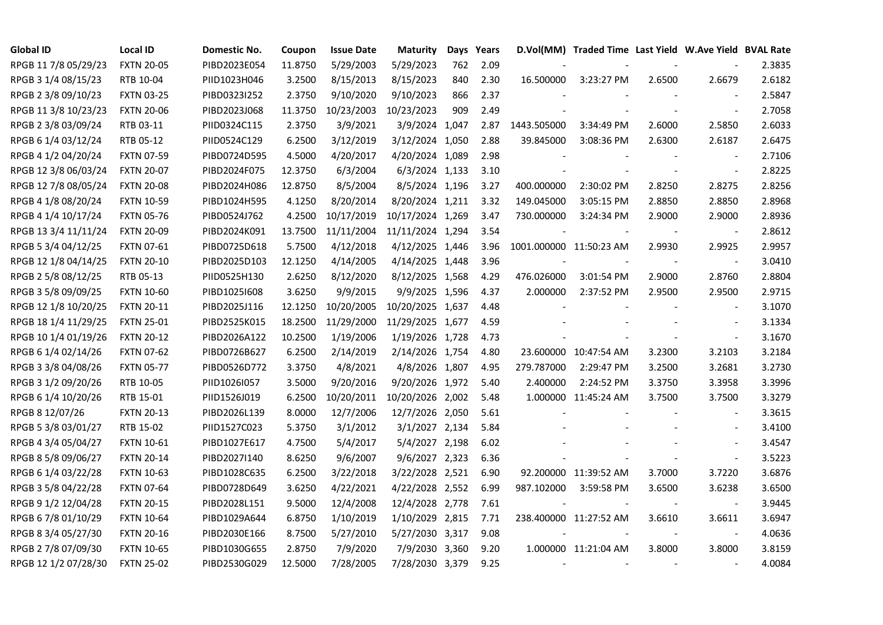| Global ID | Local ID | Domestic No. | Coupon | Issue Date | Maturity | Days | Years | D.Vol(MM) | Traded Time | Last Yield | W.Ave Yield | BVAL Rate |
|---|---|---|---|---|---|---|---|---|---|---|---|---|
| RPGB 11 7/8 05/29/23 | FXTN 20-05 | PIBD2023E054 | 11.8750 | 5/29/2003 | 5/29/2023 | 762 | 2.09 | - | - | - | - | 2.3835 |
| RPGB 3 1/4 08/15/23 | RTB 10-04 | PIID1023H046 | 3.2500 | 8/15/2013 | 8/15/2023 | 840 | 2.30 | 16.500000 | 3:23:27 PM | 2.6500 | 2.6679 | 2.6182 |
| RPGB 2 3/8 09/10/23 | FXTN 03-25 | PIBD0323I252 | 2.3750 | 9/10/2020 | 9/10/2023 | 866 | 2.37 | - | - | - | - | 2.5847 |
| RPGB 11 3/8 10/23/23 | FXTN 20-06 | PIBD2023J068 | 11.3750 | 10/23/2003 | 10/23/2023 | 909 | 2.49 | - | - | - | - | 2.7058 |
| RPGB 2 3/8 03/09/24 | RTB 03-11 | PIID0324C115 | 2.3750 | 3/9/2021 | 3/9/2024 | 1,047 | 2.87 | 1443.505000 | 3:34:49 PM | 2.6000 | 2.5850 | 2.6033 |
| RPGB 6 1/4 03/12/24 | RTB 05-12 | PIID0524C129 | 6.2500 | 3/12/2019 | 3/12/2024 | 1,050 | 2.88 | 39.845000 | 3:08:36 PM | 2.6300 | 2.6187 | 2.6475 |
| RPGB 4 1/2 04/20/24 | FXTN 07-59 | PIBD0724D595 | 4.5000 | 4/20/2017 | 4/20/2024 | 1,089 | 2.98 | - | - | - | - | 2.7106 |
| RPGB 12 3/8 06/03/24 | FXTN 20-07 | PIBD2024F075 | 12.3750 | 6/3/2004 | 6/3/2024 | 1,133 | 3.10 | - | - | - | - | 2.8225 |
| RPGB 12 7/8 08/05/24 | FXTN 20-08 | PIBD2024H086 | 12.8750 | 8/5/2004 | 8/5/2024 | 1,196 | 3.27 | 400.000000 | 2:30:02 PM | 2.8250 | 2.8275 | 2.8256 |
| RPGB 4 1/8 08/20/24 | FXTN 10-59 | PIBD1024H595 | 4.1250 | 8/20/2014 | 8/20/2024 | 1,211 | 3.32 | 149.045000 | 3:05:15 PM | 2.8850 | 2.8850 | 2.8968 |
| RPGB 4 1/4 10/17/24 | FXTN 05-76 | PIBD0524J762 | 4.2500 | 10/17/2019 | 10/17/2024 | 1,269 | 3.47 | 730.000000 | 3:24:34 PM | 2.9000 | 2.9000 | 2.8936 |
| RPGB 13 3/4 11/11/24 | FXTN 20-09 | PIBD2024K091 | 13.7500 | 11/11/2004 | 11/11/2024 | 1,294 | 3.54 | - | - | - | - | 2.8612 |
| RPGB 5 3/4 04/12/25 | FXTN 07-61 | PIBD0725D618 | 5.7500 | 4/12/2018 | 4/12/2025 | 1,446 | 3.96 | 1001.000000 | 11:50:23 AM | 2.9930 | 2.9925 | 2.9957 |
| RPGB 12 1/8 04/14/25 | FXTN 20-10 | PIBD2025D103 | 12.1250 | 4/14/2005 | 4/14/2025 | 1,448 | 3.96 | - | - | - | - | 3.0410 |
| RPGB 2 5/8 08/12/25 | RTB 05-13 | PIID0525H130 | 2.6250 | 8/12/2020 | 8/12/2025 | 1,568 | 4.29 | 476.026000 | 3:01:54 PM | 2.9000 | 2.8760 | 2.8804 |
| RPGB 3 5/8 09/09/25 | FXTN 10-60 | PIBD1025I608 | 3.6250 | 9/9/2015 | 9/9/2025 | 1,596 | 4.37 | 2.000000 | 2:37:52 PM | 2.9500 | 2.9500 | 2.9715 |
| RPGB 12 1/8 10/20/25 | FXTN 20-11 | PIBD2025J116 | 12.1250 | 10/20/2005 | 10/20/2025 | 1,637 | 4.48 | - | - | - | - | 3.1070 |
| RPGB 18 1/4 11/29/25 | FXTN 25-01 | PIBD2525K015 | 18.2500 | 11/29/2000 | 11/29/2025 | 1,677 | 4.59 | - | - | - | - | 3.1334 |
| RPGB 10 1/4 01/19/26 | FXTN 20-12 | PIBD2026A122 | 10.2500 | 1/19/2006 | 1/19/2026 | 1,728 | 4.73 | - | - | - | - | 3.1670 |
| RPGB 6 1/4 02/14/26 | FXTN 07-62 | PIBD0726B627 | 6.2500 | 2/14/2019 | 2/14/2026 | 1,754 | 4.80 | 23.600000 | 10:47:54 AM | 3.2300 | 3.2103 | 3.2184 |
| RPGB 3 3/8 04/08/26 | FXTN 05-77 | PIBD0526D772 | 3.3750 | 4/8/2021 | 4/8/2026 | 1,807 | 4.95 | 279.787000 | 2:29:47 PM | 3.2500 | 3.2681 | 3.2730 |
| RPGB 3 1/2 09/20/26 | RTB 10-05 | PIID1026I057 | 3.5000 | 9/20/2016 | 9/20/2026 | 1,972 | 5.40 | 2.400000 | 2:24:52 PM | 3.3750 | 3.3958 | 3.3996 |
| RPGB 6 1/4 10/20/26 | RTB 15-01 | PIID1526J019 | 6.2500 | 10/20/2011 | 10/20/2026 | 2,002 | 5.48 | 1.000000 | 11:45:24 AM | 3.7500 | 3.7500 | 3.3279 |
| RPGB 8 12/07/26 | FXTN 20-13 | PIBD2026L139 | 8.0000 | 12/7/2006 | 12/7/2026 | 2,050 | 5.61 | - | - | - | - | 3.3615 |
| RPGB 5 3/8 03/01/27 | RTB 15-02 | PIID1527C023 | 5.3750 | 3/1/2012 | 3/1/2027 | 2,134 | 5.84 | - | - | - | - | 3.4100 |
| RPGB 4 3/4 05/04/27 | FXTN 10-61 | PIBD1027E617 | 4.7500 | 5/4/2017 | 5/4/2027 | 2,198 | 6.02 | - | - | - | - | 3.4547 |
| RPGB 8 5/8 09/06/27 | FXTN 20-14 | PIBD2027I140 | 8.6250 | 9/6/2007 | 9/6/2027 | 2,323 | 6.36 | - | - | - | - | 3.5223 |
| RPGB 6 1/4 03/22/28 | FXTN 10-63 | PIBD1028C635 | 6.2500 | 3/22/2018 | 3/22/2028 | 2,521 | 6.90 | 92.200000 | 11:39:52 AM | 3.7000 | 3.7220 | 3.6876 |
| RPGB 3 5/8 04/22/28 | FXTN 07-64 | PIBD0728D649 | 3.6250 | 4/22/2021 | 4/22/2028 | 2,552 | 6.99 | 987.102000 | 3:59:58 PM | 3.6500 | 3.6238 | 3.6500 |
| RPGB 9 1/2 12/04/28 | FXTN 20-15 | PIBD2028L151 | 9.5000 | 12/4/2008 | 12/4/2028 | 2,778 | 7.61 | - | - | - | - | 3.9445 |
| RPGB 6 7/8 01/10/29 | FXTN 10-64 | PIBD1029A644 | 6.8750 | 1/10/2019 | 1/10/2029 | 2,815 | 7.71 | 238.400000 | 11:27:52 AM | 3.6610 | 3.6611 | 3.6947 |
| RPGB 8 3/4 05/27/30 | FXTN 20-16 | PIBD2030E166 | 8.7500 | 5/27/2010 | 5/27/2030 | 3,317 | 9.08 | - | - | - | - | 4.0636 |
| RPGB 2 7/8 07/09/30 | FXTN 10-65 | PIBD1030G655 | 2.8750 | 7/9/2020 | 7/9/2030 | 3,360 | 9.20 | 1.000000 | 11:21:04 AM | 3.8000 | 3.8000 | 3.8159 |
| RPGB 12 1/2 07/28/30 | FXTN 25-02 | PIBD2530G029 | 12.5000 | 7/28/2005 | 7/28/2030 | 3,379 | 9.25 | - | - | - | - | 4.0084 |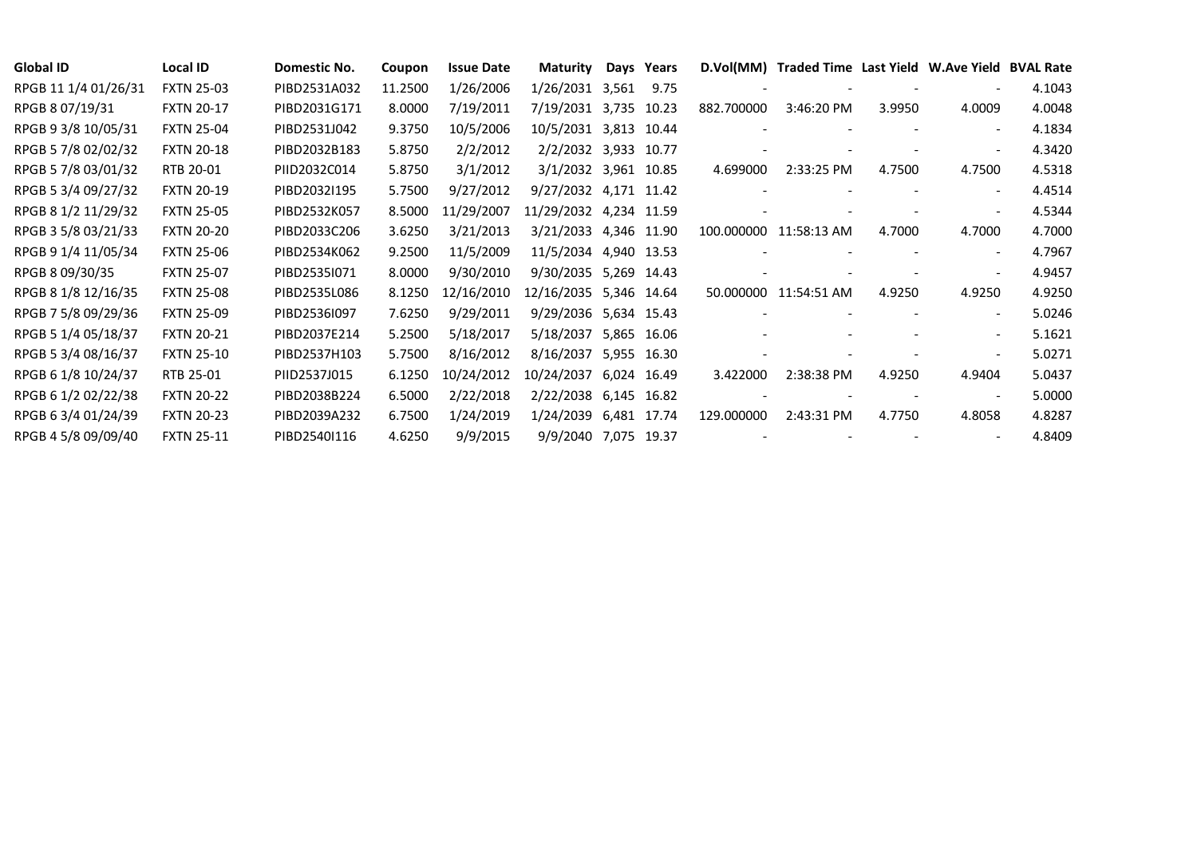| Global ID | Local ID | Domestic No. | Coupon | Issue Date | Maturity | Days | Years | D.Vol(MM) | Traded Time | Last Yield | W.Ave Yield | BVAL Rate |
|---|---|---|---|---|---|---|---|---|---|---|---|---|
| RPGB 11 1/4 01/26/31 | FXTN 25-03 | PIBD2531A032 | 11.2500 | 1/26/2006 | 1/26/2031 | 3,561 | 9.75 | - | - | - | - | 4.1043 |
| RPGB 8 07/19/31 | FXTN 20-17 | PIBD2031G171 | 8.0000 | 7/19/2011 | 7/19/2031 | 3,735 | 10.23 | 882.700000 | 3:46:20 PM | 3.9950 | 4.0009 | 4.0048 |
| RPGB 9 3/8 10/05/31 | FXTN 25-04 | PIBD2531J042 | 9.3750 | 10/5/2006 | 10/5/2031 | 3,813 | 10.44 | - | - | - | - | 4.1834 |
| RPGB 5 7/8 02/02/32 | FXTN 20-18 | PIBD2032B183 | 5.8750 | 2/2/2012 | 2/2/2032 | 3,933 | 10.77 | - | - | - | - | 4.3420 |
| RPGB 5 7/8 03/01/32 | RTB 20-01 | PIID2032C014 | 5.8750 | 3/1/2012 | 3/1/2032 | 3,961 | 10.85 | 4.699000 | 2:33:25 PM | 4.7500 | 4.7500 | 4.5318 |
| RPGB 5 3/4 09/27/32 | FXTN 20-19 | PIBD2032I195 | 5.7500 | 9/27/2012 | 9/27/2032 | 4,171 | 11.42 | - | - | - | - | 4.4514 |
| RPGB 8 1/2 11/29/32 | FXTN 25-05 | PIBD2532K057 | 8.5000 | 11/29/2007 | 11/29/2032 | 4,234 | 11.59 | - | - | - | - | 4.5344 |
| RPGB 3 5/8 03/21/33 | FXTN 20-20 | PIBD2033C206 | 3.6250 | 3/21/2013 | 3/21/2033 | 4,346 | 11.90 | 100.000000 | 11:58:13 AM | 4.7000 | 4.7000 | 4.7000 |
| RPGB 9 1/4 11/05/34 | FXTN 25-06 | PIBD2534K062 | 9.2500 | 11/5/2009 | 11/5/2034 | 4,940 | 13.53 | - | - | - | - | 4.7967 |
| RPGB 8 09/30/35 | FXTN 25-07 | PIBD2535I071 | 8.0000 | 9/30/2010 | 9/30/2035 | 5,269 | 14.43 | - | - | - | - | 4.9457 |
| RPGB 8 1/8 12/16/35 | FXTN 25-08 | PIBD2535L086 | 8.1250 | 12/16/2010 | 12/16/2035 | 5,346 | 14.64 | 50.000000 | 11:54:51 AM | 4.9250 | 4.9250 | 4.9250 |
| RPGB 7 5/8 09/29/36 | FXTN 25-09 | PIBD2536I097 | 7.6250 | 9/29/2011 | 9/29/2036 | 5,634 | 15.43 | - | - | - | - | 5.0246 |
| RPGB 5 1/4 05/18/37 | FXTN 20-21 | PIBD2037E214 | 5.2500 | 5/18/2017 | 5/18/2037 | 5,865 | 16.06 | - | - | - | - | 5.1621 |
| RPGB 5 3/4 08/16/37 | FXTN 25-10 | PIBD2537H103 | 5.7500 | 8/16/2012 | 8/16/2037 | 5,955 | 16.30 | - | - | - | - | 5.0271 |
| RPGB 6 1/8 10/24/37 | RTB 25-01 | PIID2537J015 | 6.1250 | 10/24/2012 | 10/24/2037 | 6,024 | 16.49 | 3.422000 | 2:38:38 PM | 4.9250 | 4.9404 | 5.0437 |
| RPGB 6 1/2 02/22/38 | FXTN 20-22 | PIBD2038B224 | 6.5000 | 2/22/2018 | 2/22/2038 | 6,145 | 16.82 | - | - | - | - | 5.0000 |
| RPGB 6 3/4 01/24/39 | FXTN 20-23 | PIBD2039A232 | 6.7500 | 1/24/2019 | 1/24/2039 | 6,481 | 17.74 | 129.000000 | 2:43:31 PM | 4.7750 | 4.8058 | 4.8287 |
| RPGB 4 5/8 09/09/40 | FXTN 25-11 | PIBD2540I116 | 4.6250 | 9/9/2015 | 9/9/2040 | 7,075 | 19.37 | - | - | - | - | 4.8409 |